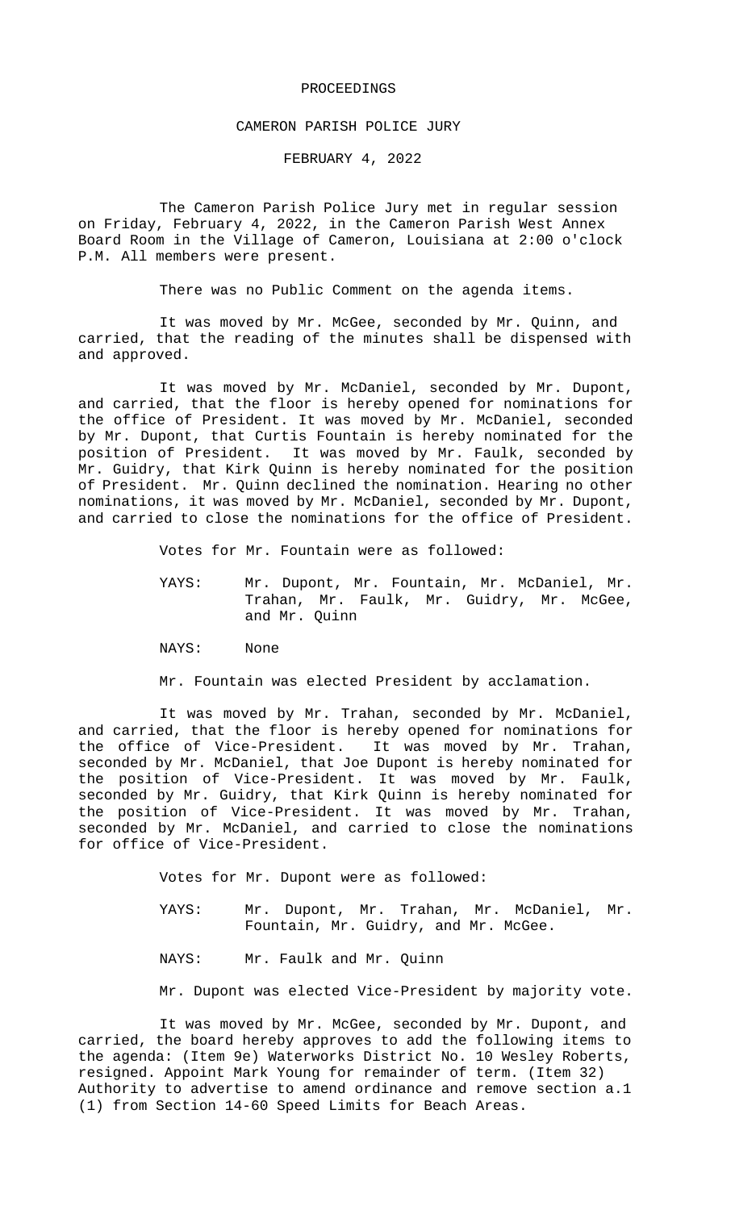# PROCEEDINGS

## CAMERON PARISH POLICE JURY

### FEBRUARY 4, 2022

The Cameron Parish Police Jury met in regular session on Friday, February 4, 2022, in the Cameron Parish West Annex Board Room in the Village of Cameron, Louisiana at 2:00 o'clock P.M. All members were present.

There was no Public Comment on the agenda items.

It was moved by Mr. McGee, seconded by Mr. Quinn, and carried, that the reading of the minutes shall be dispensed with and approved.

It was moved by Mr. McDaniel, seconded by Mr. Dupont, and carried, that the floor is hereby opened for nominations for the office of President. It was moved by Mr. McDaniel, seconded by Mr. Dupont, that Curtis Fountain is hereby nominated for the position of President. It was moved by Mr. Faulk, seconded by Mr. Guidry, that Kirk Quinn is hereby nominated for the position of President. Mr. Quinn declined the nomination. Hearing no other nominations, it was moved by Mr. McDaniel, seconded by Mr. Dupont, and carried to close the nominations for the office of President.

Votes for Mr. Fountain were as followed:

YAYS: Mr. Dupont, Mr. Fountain, Mr. McDaniel, Mr. Trahan, Mr. Faulk, Mr. Guidry, Mr. McGee, and Mr. Quinn

NAYS: None

Mr. Fountain was elected President by acclamation.

It was moved by Mr. Trahan, seconded by Mr. McDaniel, and carried, that the floor is hereby opened for nominations for the office of Vice-President. It was moved by Mr. Trahan, seconded by Mr. McDaniel, that Joe Dupont is hereby nominated for the position of Vice-President. It was moved by Mr. Faulk, seconded by Mr. Guidry, that Kirk Quinn is hereby nominated for the position of Vice-President. It was moved by Mr. Trahan, seconded by Mr. McDaniel, and carried to close the nominations for office of Vice-President.

Votes for Mr. Dupont were as followed:

YAYS: Mr. Dupont, Mr. Trahan, Mr. McDaniel, Mr. Fountain, Mr. Guidry, and Mr. McGee.

NAYS: Mr. Faulk and Mr. Quinn

Mr. Dupont was elected Vice-President by majority vote.

It was moved by Mr. McGee, seconded by Mr. Dupont, and carried, the board hereby approves to add the following items to the agenda: (Item 9e) Waterworks District No. 10 Wesley Roberts, resigned. Appoint Mark Young for remainder of term. (Item 32) Authority to advertise to amend ordinance and remove section a.1 (1) from Section 14-60 Speed Limits for Beach Areas.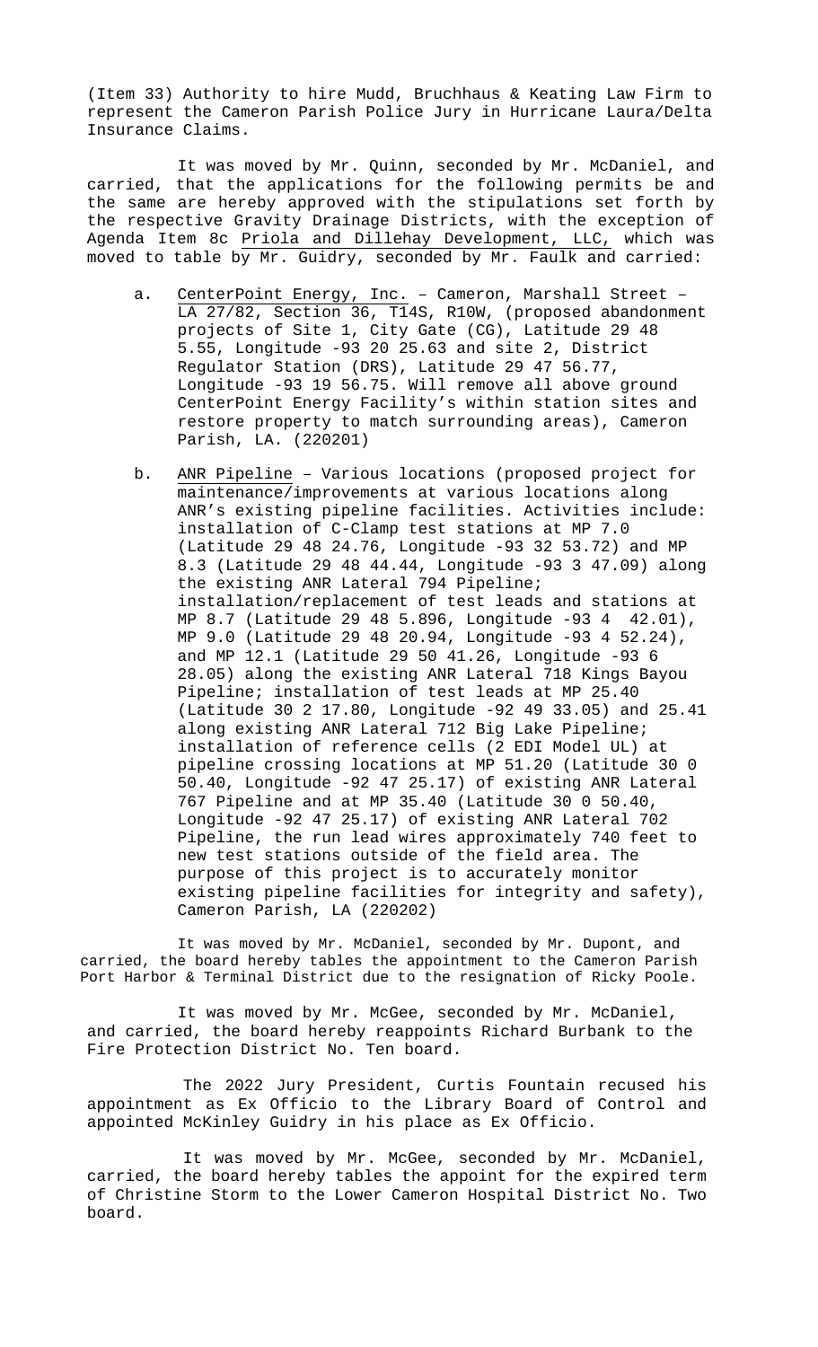(Item 33) Authority to hire Mudd, Bruchhaus & Keating Law Firm to represent the Cameron Parish Police Jury in Hurricane Laura/Delta Insurance Claims.

It was moved by Mr. Quinn, seconded by Mr. McDaniel, and carried, that the applications for the following permits be and the same are hereby approved with the stipulations set forth by the respective Gravity Drainage Districts, with the exception of Agenda Item 8c Priola and Dillehay Development, LLC, which was moved to table by Mr. Guidry, seconded by Mr. Faulk and carried:

a. CenterPoint Energy, Inc. – Cameron, Marshall Street – LA 27/82, Section 36, T14S, R10W, (proposed abandonment projects of Site 1, City Gate (CG), Latitude 29 48 5.55, Longitude -93 20 25.63 and site 2, District Regulator Station (DRS), Latitude 29 47 56.77, Longitude -93 19 56.75. Will remove all above ground CenterPoint Energy Facility's within station sites and restore property to match surrounding areas), Cameron Parish, LA. (220201)

b. ANR Pipeline – Various locations (proposed project for maintenance/improvements at various locations along ANR's existing pipeline facilities. Activities include: installation of C-Clamp test stations at MP 7.0 (Latitude 29 48 24.76, Longitude -93 32 53.72) and MP 8.3 (Latitude 29 48 44.44, Longitude -93 3 47.09) along the existing ANR Lateral 794 Pipeline; installation/replacement of test leads and stations at MP 8.7 (Latitude 29 48 5.896, Longitude -93 4 42.01), MP 9.0 (Latitude 29 48 20.94, Longitude -93 4 52.24), and MP 12.1 (Latitude 29 50 41.26, Longitude -93 6 28.05) along the existing ANR Lateral 718 Kings Bayou Pipeline; installation of test leads at MP 25.40 (Latitude 30 2 17.80, Longitude -92 49 33.05) and 25.41 along existing ANR Lateral 712 Big Lake Pipeline; installation of reference cells (2 EDI Model UL) at pipeline crossing locations at MP 51.20 (Latitude 30 0 50.40, Longitude -92 47 25.17) of existing ANR Lateral 767 Pipeline and at MP 35.40 (Latitude 30 0 50.40, Longitude -92 47 25.17) of existing ANR Lateral 702 Pipeline, the run lead wires approximately 740 feet to new test stations outside of the field area. The purpose of this project is to accurately monitor existing pipeline facilities for integrity and safety), Cameron Parish, LA (220202)

It was moved by Mr. McDaniel, seconded by Mr. Dupont, and carried, the board hereby tables the appointment to the Cameron Parish Port Harbor & Terminal District due to the resignation of Ricky Poole.

It was moved by Mr. McGee, seconded by Mr. McDaniel, and carried, the board hereby reappoints Richard Burbank to the Fire Protection District No. Ten board.

The 2022 Jury President, Curtis Fountain recused his appointment as Ex Officio to the Library Board of Control and appointed McKinley Guidry in his place as Ex Officio.

It was moved by Mr. McGee, seconded by Mr. McDaniel, carried, the board hereby tables the appoint for the expired term of Christine Storm to the Lower Cameron Hospital District No. Two board.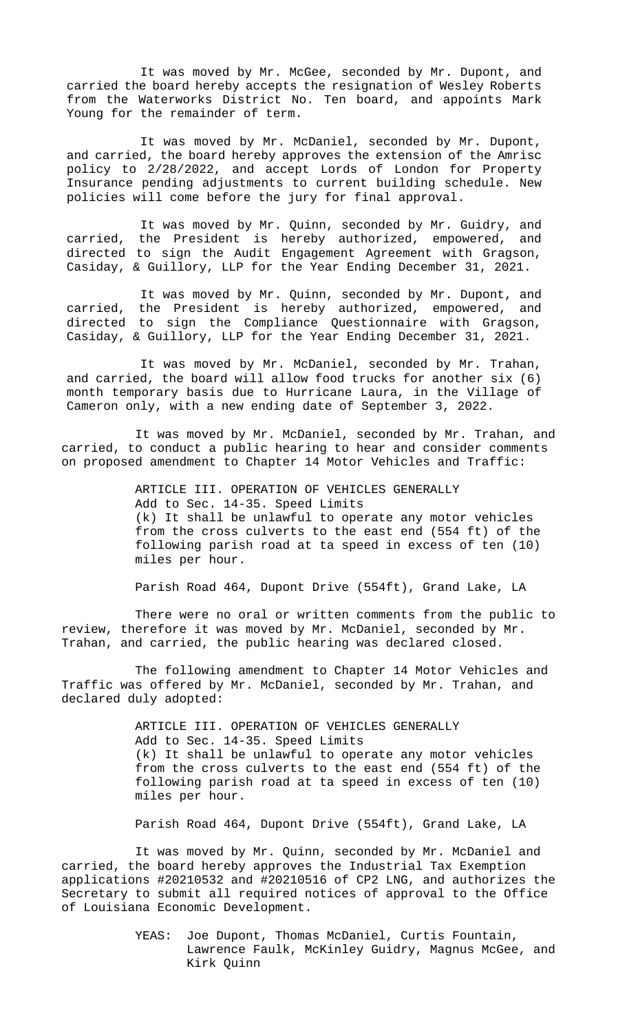It was moved by Mr. McGee, seconded by Mr. Dupont, and carried the board hereby accepts the resignation of Wesley Roberts from the Waterworks District No. Ten board, and appoints Mark Young for the remainder of term.

It was moved by Mr. McDaniel, seconded by Mr. Dupont, and carried, the board hereby approves the extension of the Amrisc policy to 2/28/2022, and accept Lords of London for Property Insurance pending adjustments to current building schedule. New policies will come before the jury for final approval.

It was moved by Mr. Quinn, seconded by Mr. Guidry, and carried, the President is hereby authorized, empowered, and directed to sign the Audit Engagement Agreement with Gragson, Casiday, & Guillory, LLP for the Year Ending December 31, 2021.

It was moved by Mr. Quinn, seconded by Mr. Dupont, and carried, the President is hereby authorized, empowered, and directed to sign the Compliance Questionnaire with Gragson, Casiday, & Guillory, LLP for the Year Ending December 31, 2021.

It was moved by Mr. McDaniel, seconded by Mr. Trahan, and carried, the board will allow food trucks for another six (6) month temporary basis due to Hurricane Laura, in the Village of Cameron only, with a new ending date of September 3, 2022.

It was moved by Mr. McDaniel, seconded by Mr. Trahan, and carried, to conduct a public hearing to hear and consider comments on proposed amendment to Chapter 14 Motor Vehicles and Traffic:

> ARTICLE III. OPERATION OF VEHICLES GENERALLY
> Add to Sec. 14-35. Speed Limits
> (k) It shall be unlawful to operate any motor vehicles from the cross culverts to the east end (554 ft) of the following parish road at ta speed in excess of ten (10) miles per hour.
>
> Parish Road 464, Dupont Drive (554ft), Grand Lake, LA

There were no oral or written comments from the public to review, therefore it was moved by Mr. McDaniel, seconded by Mr. Trahan, and carried, the public hearing was declared closed.

The following amendment to Chapter 14 Motor Vehicles and Traffic was offered by Mr. McDaniel, seconded by Mr. Trahan, and declared duly adopted:

> ARTICLE III. OPERATION OF VEHICLES GENERALLY
> Add to Sec. 14-35. Speed Limits
> (k) It shall be unlawful to operate any motor vehicles from the cross culverts to the east end (554 ft) of the following parish road at ta speed in excess of ten (10) miles per hour.
>
> Parish Road 464, Dupont Drive (554ft), Grand Lake, LA

It was moved by Mr. Quinn, seconded by Mr. McDaniel and carried, the board hereby approves the Industrial Tax Exemption applications #20210532 and #20210516 of CP2 LNG, and authorizes the Secretary to submit all required notices of approval to the Office of Louisiana Economic Development.

> YEAS: Joe Dupont, Thomas McDaniel, Curtis Fountain, Lawrence Faulk, McKinley Guidry, Magnus McGee, and Kirk Quinn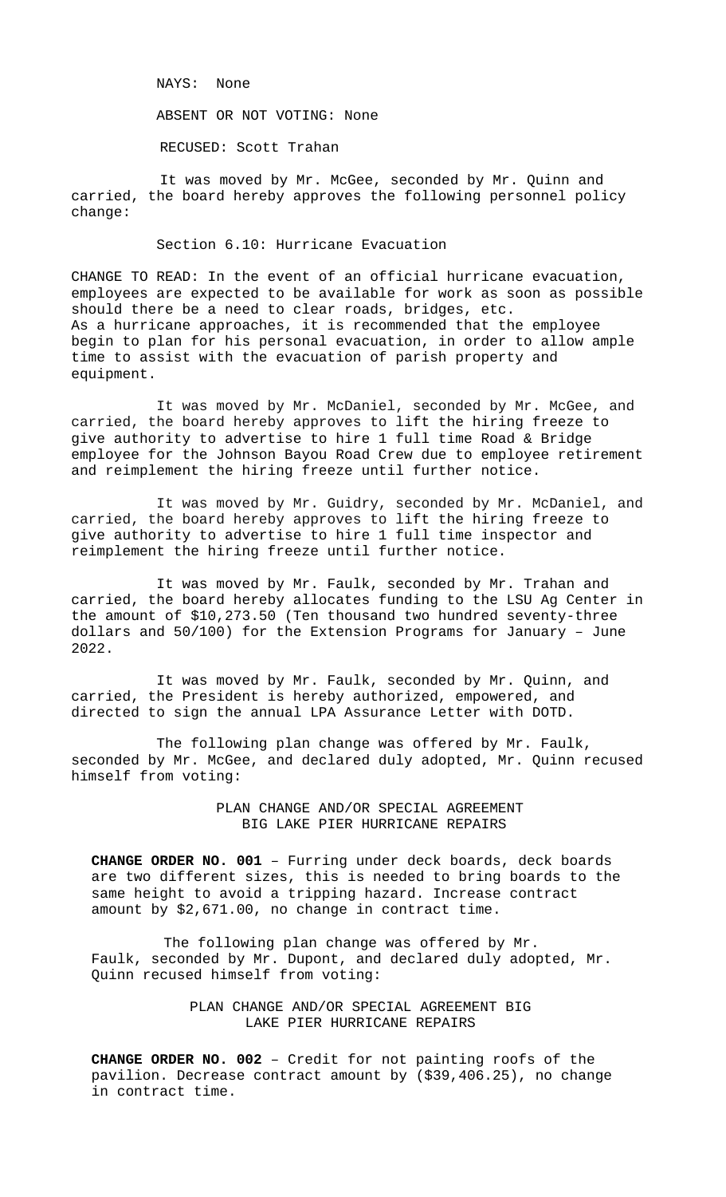NAYS: None

ABSENT OR NOT VOTING: None

RECUSED: Scott Trahan

It was moved by Mr. McGee, seconded by Mr. Quinn and carried, the board hereby approves the following personnel policy change:

Section 6.10: Hurricane Evacuation

CHANGE TO READ: In the event of an official hurricane evacuation, employees are expected to be available for work as soon as possible should there be a need to clear roads, bridges, etc. As a hurricane approaches, it is recommended that the employee begin to plan for his personal evacuation, in order to allow ample time to assist with the evacuation of parish property and equipment.

It was moved by Mr. McDaniel, seconded by Mr. McGee, and carried, the board hereby approves to lift the hiring freeze to give authority to advertise to hire 1 full time Road & Bridge employee for the Johnson Bayou Road Crew due to employee retirement and reimplement the hiring freeze until further notice.

It was moved by Mr. Guidry, seconded by Mr. McDaniel, and carried, the board hereby approves to lift the hiring freeze to give authority to advertise to hire 1 full time inspector and reimplement the hiring freeze until further notice.

It was moved by Mr. Faulk, seconded by Mr. Trahan and carried, the board hereby allocates funding to the LSU Ag Center in the amount of $10,273.50 (Ten thousand two hundred seventy-three dollars and 50/100) for the Extension Programs for January – June 2022.

It was moved by Mr. Faulk, seconded by Mr. Quinn, and carried, the President is hereby authorized, empowered, and directed to sign the annual LPA Assurance Letter with DOTD.

The following plan change was offered by Mr. Faulk, seconded by Mr. McGee, and declared duly adopted, Mr. Quinn recused himself from voting:

PLAN CHANGE AND/OR SPECIAL AGREEMENT
BIG LAKE PIER HURRICANE REPAIRS

**CHANGE ORDER NO. 001** – Furring under deck boards, deck boards are two different sizes, this is needed to bring boards to the same height to avoid a tripping hazard. Increase contract amount by $2,671.00, no change in contract time.

The following plan change was offered by Mr. Faulk, seconded by Mr. Dupont, and declared duly adopted, Mr. Quinn recused himself from voting:

PLAN CHANGE AND/OR SPECIAL AGREEMENT BIG
LAKE PIER HURRICANE REPAIRS

**CHANGE ORDER NO. 002** – Credit for not painting roofs of the pavilion. Decrease contract amount by ($39,406.25), no change in contract time.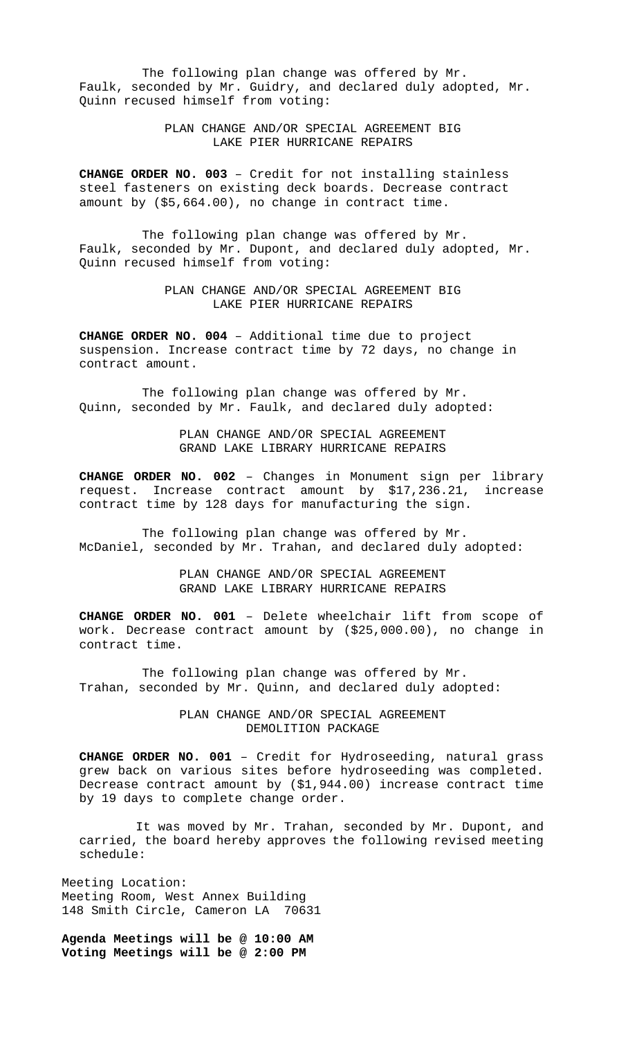The following plan change was offered by Mr. Faulk, seconded by Mr. Guidry, and declared duly adopted, Mr. Quinn recused himself from voting:

PLAN CHANGE AND/OR SPECIAL AGREEMENT BIG LAKE PIER HURRICANE REPAIRS

**CHANGE ORDER NO. 003** – Credit for not installing stainless steel fasteners on existing deck boards. Decrease contract amount by ($5,664.00), no change in contract time.

The following plan change was offered by Mr. Faulk, seconded by Mr. Dupont, and declared duly adopted, Mr. Quinn recused himself from voting:

PLAN CHANGE AND/OR SPECIAL AGREEMENT BIG LAKE PIER HURRICANE REPAIRS

**CHANGE ORDER NO. 004** – Additional time due to project suspension. Increase contract time by 72 days, no change in contract amount.

The following plan change was offered by Mr. Quinn, seconded by Mr. Faulk, and declared duly adopted:

PLAN CHANGE AND/OR SPECIAL AGREEMENT GRAND LAKE LIBRARY HURRICANE REPAIRS

**CHANGE ORDER NO. 002** – Changes in Monument sign per library request. Increase contract amount by $17,236.21, increase contract time by 128 days for manufacturing the sign.

The following plan change was offered by Mr. McDaniel, seconded by Mr. Trahan, and declared duly adopted:

PLAN CHANGE AND/OR SPECIAL AGREEMENT GRAND LAKE LIBRARY HURRICANE REPAIRS

**CHANGE ORDER NO. 001** – Delete wheelchair lift from scope of work. Decrease contract amount by ($25,000.00), no change in contract time.

The following plan change was offered by Mr. Trahan, seconded by Mr. Quinn, and declared duly adopted:

PLAN CHANGE AND/OR SPECIAL AGREEMENT DEMOLITION PACKAGE

**CHANGE ORDER NO. 001** – Credit for Hydroseeding, natural grass grew back on various sites before hydroseeding was completed. Decrease contract amount by ($1,944.00) increase contract time by 19 days to complete change order.

It was moved by Mr. Trahan, seconded by Mr. Dupont, and carried, the board hereby approves the following revised meeting schedule:

Meeting Location:
Meeting Room, West Annex Building
148 Smith Circle, Cameron LA 70631

**Agenda Meetings will be @ 10:00 AM**
**Voting Meetings will be @ 2:00 PM**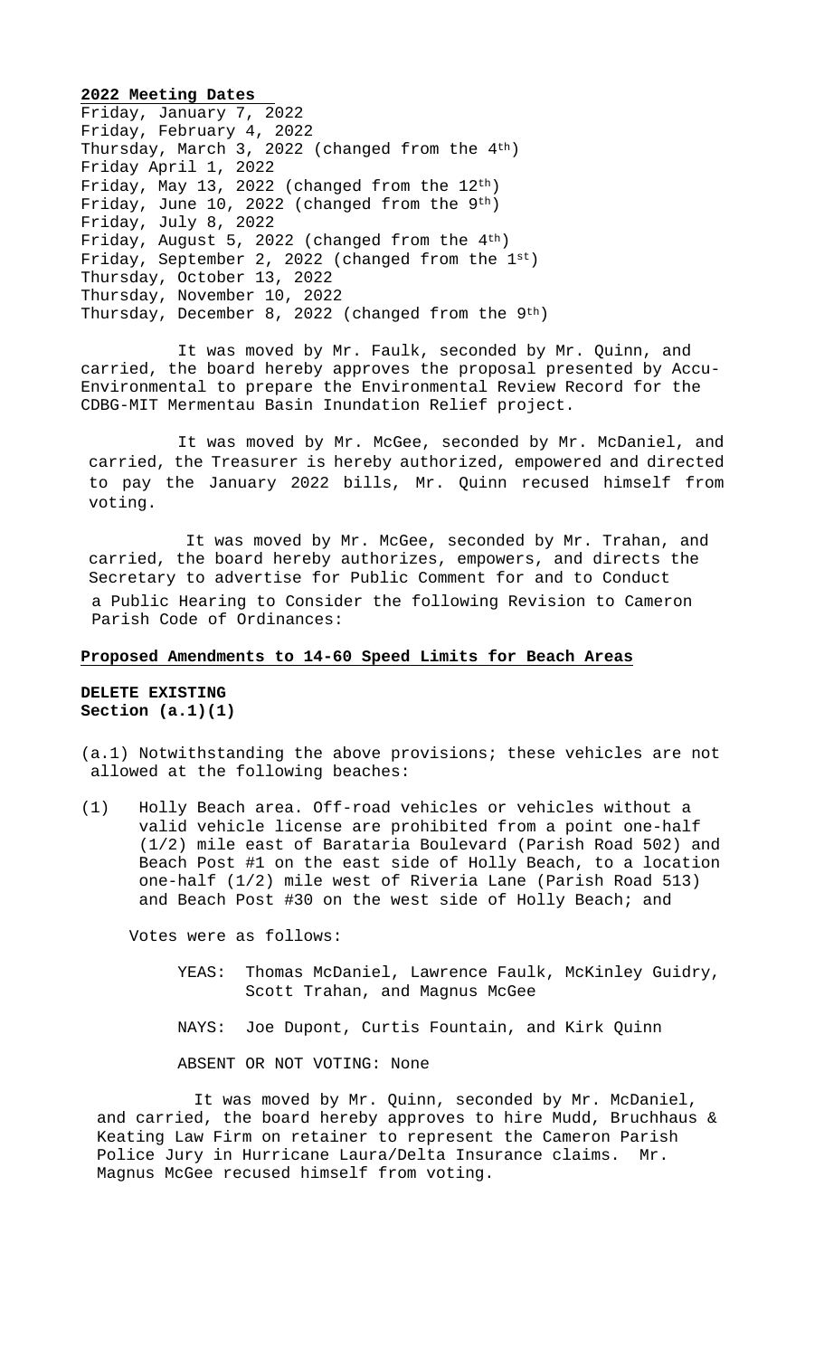**2022 Meeting Dates**

Friday, January 7, 2022
Friday, February 4, 2022
Thursday, March 3, 2022 (changed from the 4th)
Friday April 1, 2022
Friday, May 13, 2022 (changed from the 12th)
Friday, June 10, 2022 (changed from the 9th)
Friday, July 8, 2022
Friday, August 5, 2022 (changed from the 4th)
Friday, September 2, 2022 (changed from the 1st)
Thursday, October 13, 2022
Thursday, November 10, 2022
Thursday, December 8, 2022 (changed from the 9th)

It was moved by Mr. Faulk, seconded by Mr. Quinn, and carried, the board hereby approves the proposal presented by Accu-Environmental to prepare the Environmental Review Record for the CDBG-MIT Mermentau Basin Inundation Relief project.

It was moved by Mr. McGee, seconded by Mr. McDaniel, and carried, the Treasurer is hereby authorized, empowered and directed to pay the January 2022 bills, Mr. Quinn recused himself from voting.

It was moved by Mr. McGee, seconded by Mr. Trahan, and carried, the board hereby authorizes, empowers, and directs the Secretary to advertise for Public Comment for and to Conduct a Public Hearing to Consider the following Revision to Cameron Parish Code of Ordinances:

**Proposed Amendments to 14-60 Speed Limits for Beach Areas**

**DELETE EXISTING**
**Section (a.1)(1)**

(a.1) Notwithstanding the above provisions; these vehicles are not allowed at the following beaches:

(1) Holly Beach area. Off-road vehicles or vehicles without a valid vehicle license are prohibited from a point one-half (1/2) mile east of Barataria Boulevard (Parish Road 502) and Beach Post #1 on the east side of Holly Beach, to a location one-half (1/2) mile west of Riveria Lane (Parish Road 513) and Beach Post #30 on the west side of Holly Beach; and

Votes were as follows:

YEAS: Thomas McDaniel, Lawrence Faulk, McKinley Guidry, Scott Trahan, and Magnus McGee

NAYS: Joe Dupont, Curtis Fountain, and Kirk Quinn

ABSENT OR NOT VOTING: None

It was moved by Mr. Quinn, seconded by Mr. McDaniel, and carried, the board hereby approves to hire Mudd, Bruchhaus & Keating Law Firm on retainer to represent the Cameron Parish Police Jury in Hurricane Laura/Delta Insurance claims. Mr. Magnus McGee recused himself from voting.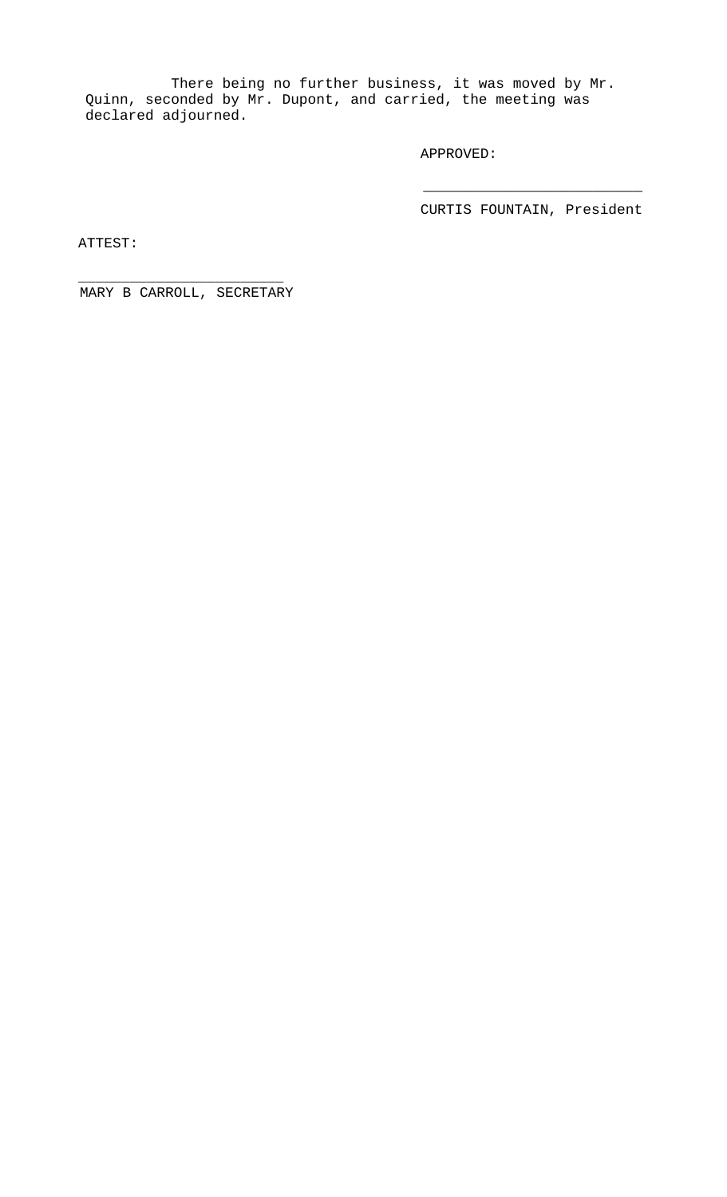There being no further business, it was moved by Mr. Quinn, seconded by Mr. Dupont, and carried, the meeting was declared adjourned.

APPROVED:

\_\_\_\_\_\_\_\_\_\_\_\_\_\_\_\_\_\_\_\_\_\_\_\_\_\_

CURTIS FOUNTAIN, President

ATTEST:

\_\_\_\_\_\_\_\_\_\_\_\_\_\_\_\_\_\_\_\_\_\_\_\_\_

MARY B CARROLL, SECRETARY